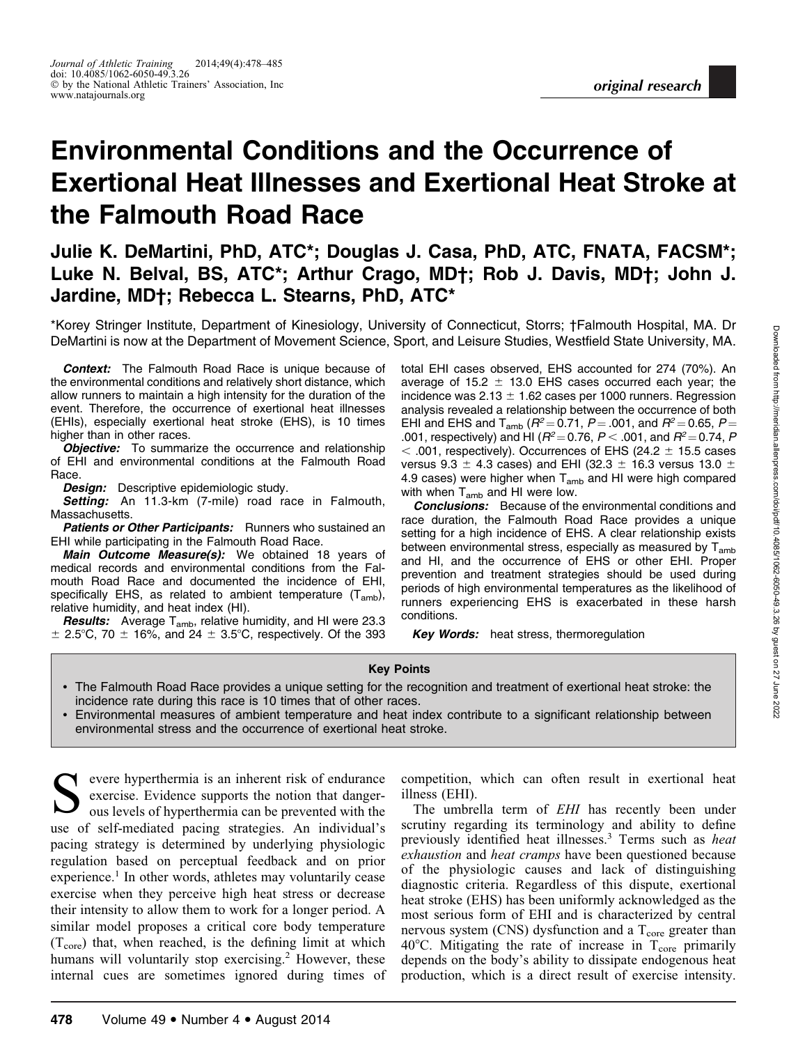original research

# Environmental Conditions and the Occurrence of Exertional Heat Illnesses and Exertional Heat Stroke at the Falmouth Road Race

**Julie K. DeMartini, PhD, ATC\*; Douglas J. Casa, PhD, ATC, FNATA, FACSM\*; Luke N. Belval, BS, ATC\*; Arthur Crago, MD†; Rob J. Davis, MD†; John J. Jardine, MD†; Rebecca L. Stearns, PhD, ATC\***

\*Korey Stringer Institute, Department of Kinesiology, University of Connecticut, Storrs; †Falmouth Hospital, MA. Dr DeMartini is now at the Department of Movement Science, Sport, and Leisure Studies, Westfield State University, MA.

***Context:*** The Falmouth Road Race is unique because of the environmental conditions and relatively short distance, which allow runners to maintain a high intensity for the duration of the event. Therefore, the occurrence of exertional heat illnesses (EHIs), especially exertional heat stroke (EHS), is 10 times higher than in other races.

***Objective:*** To summarize the occurrence and relationship of EHI and environmental conditions at the Falmouth Road Race.

***Design:*** Descriptive epidemiologic study.

***Setting:*** An 11.3-km (7-mile) road race in Falmouth, Massachusetts.

***Patients or Other Participants:*** Runners who sustained an EHI while participating in the Falmouth Road Race.

***Main Outcome Measure(s):*** We obtained 18 years of medical records and environmental conditions from the Falmouth Road Race and documented the incidence of EHI, specifically EHS, as related to ambient temperature ($T_{amb}$), relative humidity, and heat index (HI).

***Results:*** Average $T_{amb}$, relative humidity, and HI were 23.3 ± 2.5°C, 70 ± 16%, and 24 ± 3.5°C, respectively. Of the 393 total EHI cases observed, EHS accounted for 274 (70%). An average of 15.2 ± 13.0 EHS cases occurred each year; the incidence was 2.13 ± 1.62 cases per 1000 runners. Regression analysis revealed a relationship between the occurrence of both EHI and EHS and $T_{amb}$ ($R^2 = 0.71$, $P = .001$, and $R^2 = 0.65$, $P = .001$, respectively) and HI ($R^2 = 0.76$, $P < .001$, and $R^2 = 0.74$, $P < .001$, respectively). Occurrences of EHS (24.2 ± 15.5 cases versus 9.3 ± 4.3 cases) and EHI (32.3 ± 16.3 versus 13.0 ± 4.9 cases) were higher when $T_{amb}$ and HI were high compared with when $T_{amb}$ and HI were low.

***Conclusions:*** Because of the environmental conditions and race duration, the Falmouth Road Race provides a unique setting for a high incidence of EHS. A clear relationship exists between environmental stress, especially as measured by $T_{amb}$ and HI, and the occurrence of EHS or other EHI. Proper prevention and treatment strategies should be used during periods of high environmental temperatures as the likelihood of runners experiencing EHS is exacerbated in these harsh conditions.

***Key Words:*** heat stress, thermoregulation

**Key Points**

- The Falmouth Road Race provides a unique setting for the recognition and treatment of exertional heat stroke: the incidence rate during this race is 10 times that of other races.
- Environmental measures of ambient temperature and heat index contribute to a significant relationship between environmental stress and the occurrence of exertional heat stroke.

Severe hyperthermia is an inherent risk of endurance exercise. Evidence supports the notion that dangerous levels of hyperthermia can be prevented with the use of self-mediated pacing strategies. An individual's pacing strategy is determined by underlying physiologic regulation based on perceptual feedback and on prior experience.[1] In other words, athletes may voluntarily cease exercise when they perceive high heat stress or decrease their intensity to allow them to work for a longer period. A similar model proposes a critical core body temperature ($T_{core}$) that, when reached, is the defining limit at which humans will voluntarily stop exercising.[2] However, these internal cues are sometimes ignored during times of competition, which can often result in exertional heat illness (EHI).

The umbrella term of *EHI* has recently been under scrutiny regarding its terminology and ability to define previously identified heat illnesses.[3] Terms such as *heat exhaustion* and *heat cramps* have been questioned because of the physiologic causes and lack of distinguishing diagnostic criteria. Regardless of this dispute, exertional heat stroke (EHS) has been uniformly acknowledged as the most serious form of EHI and is characterized by central nervous system (CNS) dysfunction and a $T_{core}$ greater than 40°C. Mitigating the rate of increase in $T_{core}$ primarily depends on the body's ability to dissipate endogenous heat production, which is a direct result of exercise intensity.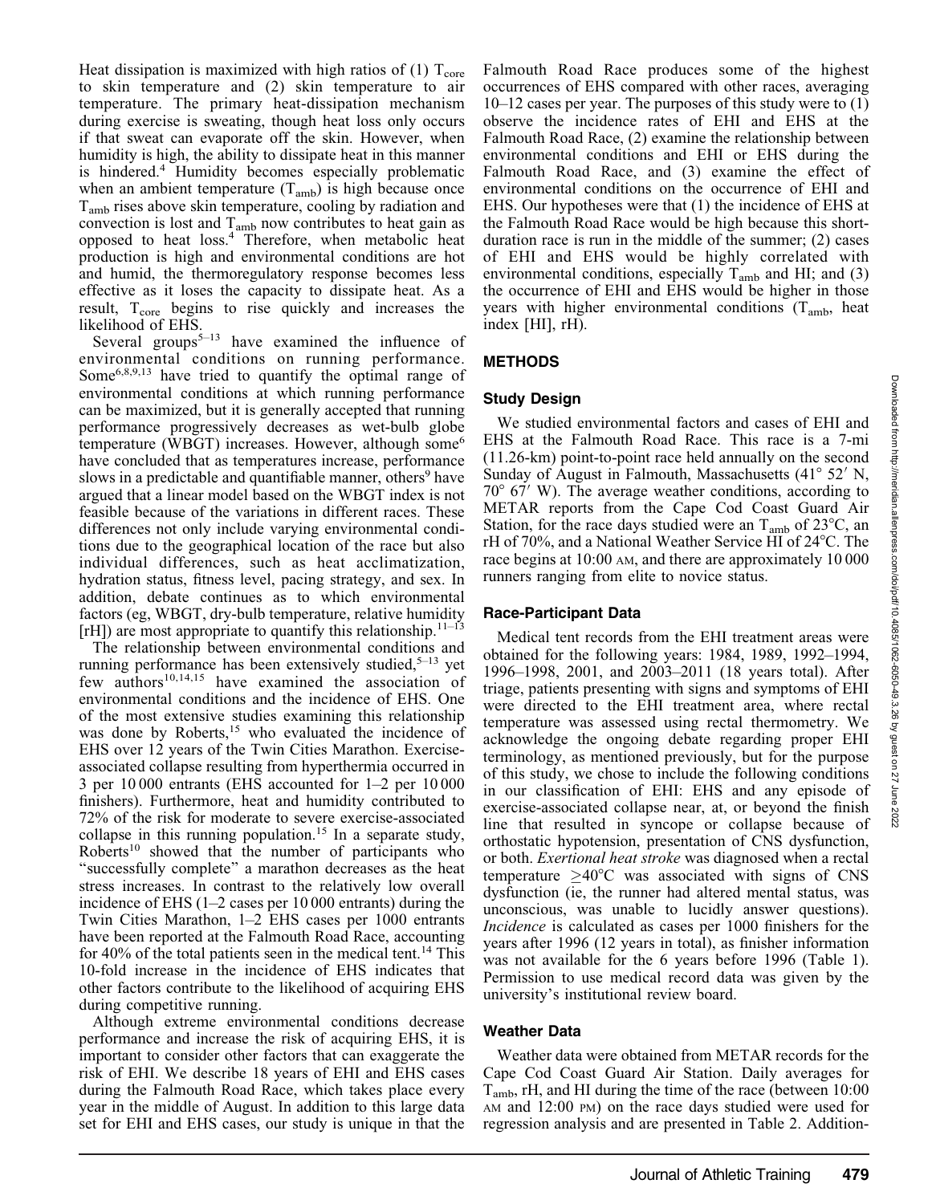Heat dissipation is maximized with high ratios of (1) $T_{core}$ to skin temperature and (2) skin temperature to air temperature. The primary heat-dissipation mechanism during exercise is sweating, though heat loss only occurs if that sweat can evaporate off the skin. However, when humidity is high, the ability to dissipate heat in this manner is hindered.[4] Humidity becomes especially problematic when an ambient temperature ($T_{amb}$) is high because once $T_{amb}$ rises above skin temperature, cooling by radiation and convection is lost and $T_{amb}$ now contributes to heat gain as opposed to heat loss.[4] Therefore, when metabolic heat production is high and environmental conditions are hot and humid, the thermoregulatory response becomes less effective as it loses the capacity to dissipate heat. As a result, $T_{core}$ begins to rise quickly and increases the likelihood of EHS.

Several groups[5–13] have examined the influence of environmental conditions on running performance. Some[6,8,9,13] have tried to quantify the optimal range of environmental conditions at which running performance can be maximized, but it is generally accepted that running performance progressively decreases as wet-bulb globe temperature (WBGT) increases. However, although some[6] have concluded that as temperatures increase, performance slows in a predictable and quantifiable manner, others[9] have argued that a linear model based on the WBGT index is not feasible because of the variations in different races. These differences not only include varying environmental conditions due to the geographical location of the race but also individual differences, such as heat acclimatization, hydration status, fitness level, pacing strategy, and sex. In addition, debate continues as to which environmental factors (eg, WBGT, dry-bulb temperature, relative humidity [rH]) are most appropriate to quantify this relationship.[11–13]

The relationship between environmental conditions and running performance has been extensively studied,[5–13] yet few authors[10,14,15] have examined the association of environmental conditions and the incidence of EHS. One of the most extensive studies examining this relationship was done by Roberts,[15] who evaluated the incidence of EHS over 12 years of the Twin Cities Marathon. Exercise-associated collapse resulting from hyperthermia occurred in 3 per 10 000 entrants (EHS accounted for 1–2 per 10 000 finishers). Furthermore, heat and humidity contributed to 72% of the risk for moderate to severe exercise-associated collapse in this running population.[15] In a separate study, Roberts[10] showed that the number of participants who "successfully complete" a marathon decreases as the heat stress increases. In contrast to the relatively low overall incidence of EHS (1–2 cases per 10 000 entrants) during the Twin Cities Marathon, 1–2 EHS cases per 1000 entrants have been reported at the Falmouth Road Race, accounting for 40% of the total patients seen in the medical tent.[14] This 10-fold increase in the incidence of EHS indicates that other factors contribute to the likelihood of acquiring EHS during competitive running.

Although extreme environmental conditions decrease performance and increase the risk of acquiring EHS, it is important to consider other factors that can exaggerate the risk of EHI. We describe 18 years of EHI and EHS cases during the Falmouth Road Race, which takes place every year in the middle of August. In addition to this large data set for EHI and EHS cases, our study is unique in that the Falmouth Road Race produces some of the highest occurrences of EHS compared with other races, averaging 10–12 cases per year. The purposes of this study were to (1) observe the incidence rates of EHI and EHS at the Falmouth Road Race, (2) examine the relationship between environmental conditions and EHI or EHS during the Falmouth Road Race, and (3) examine the effect of environmental conditions on the occurrence of EHI and EHS. Our hypotheses were that (1) the incidence of EHS at the Falmouth Road Race would be high because this short-duration race is run in the middle of the summer; (2) cases of EHI and EHS would be highly correlated with environmental conditions, especially $T_{amb}$ and HI; and (3) the occurrence of EHI and EHS would be higher in those years with higher environmental conditions ($T_{amb}$, heat index [HI], rH).

## METHODS

### Study Design

We studied environmental factors and cases of EHI and EHS at the Falmouth Road Race. This race is a 7-mi (11.26-km) point-to-point race held annually on the second Sunday of August in Falmouth, Massachusetts (41° 52′ N, 70° 67′ W). The average weather conditions, according to METAR reports from the Cape Cod Coast Guard Air Station, for the race days studied were an $T_{amb}$ of 23°C, an rH of 70%, and a National Weather Service HI of 24°C. The race begins at 10:00 AM, and there are approximately 10 000 runners ranging from elite to novice status.

### Race-Participant Data

Medical tent records from the EHI treatment areas were obtained for the following years: 1984, 1989, 1992–1994, 1996–1998, 2001, and 2003–2011 (18 years total). After triage, patients presenting with signs and symptoms of EHI were directed to the EHI treatment area, where rectal temperature was assessed using rectal thermometry. We acknowledge the ongoing debate regarding proper EHI terminology, as mentioned previously, but for the purpose of this study, we chose to include the following conditions in our classification of EHI: EHS and any episode of exercise-associated collapse near, at, or beyond the finish line that resulted in syncope or collapse because of orthostatic hypotension, presentation of CNS dysfunction, or both. *Exertional heat stroke* was diagnosed when a rectal temperature ≥40°C was associated with signs of CNS dysfunction (ie, the runner had altered mental status, was unconscious, was unable to lucidly answer questions). *Incidence* is calculated as cases per 1000 finishers for the years after 1996 (12 years in total), as finisher information was not available for the 6 years before 1996 (Table 1). Permission to use medical record data was given by the university's institutional review board.

### Weather Data

Weather data were obtained from METAR records for the Cape Cod Coast Guard Air Station. Daily averages for $T_{amb}$, rH, and HI during the time of the race (between 10:00 AM and 12:00 PM) on the race days studied were used for regression analysis and are presented in Table 2. Addition-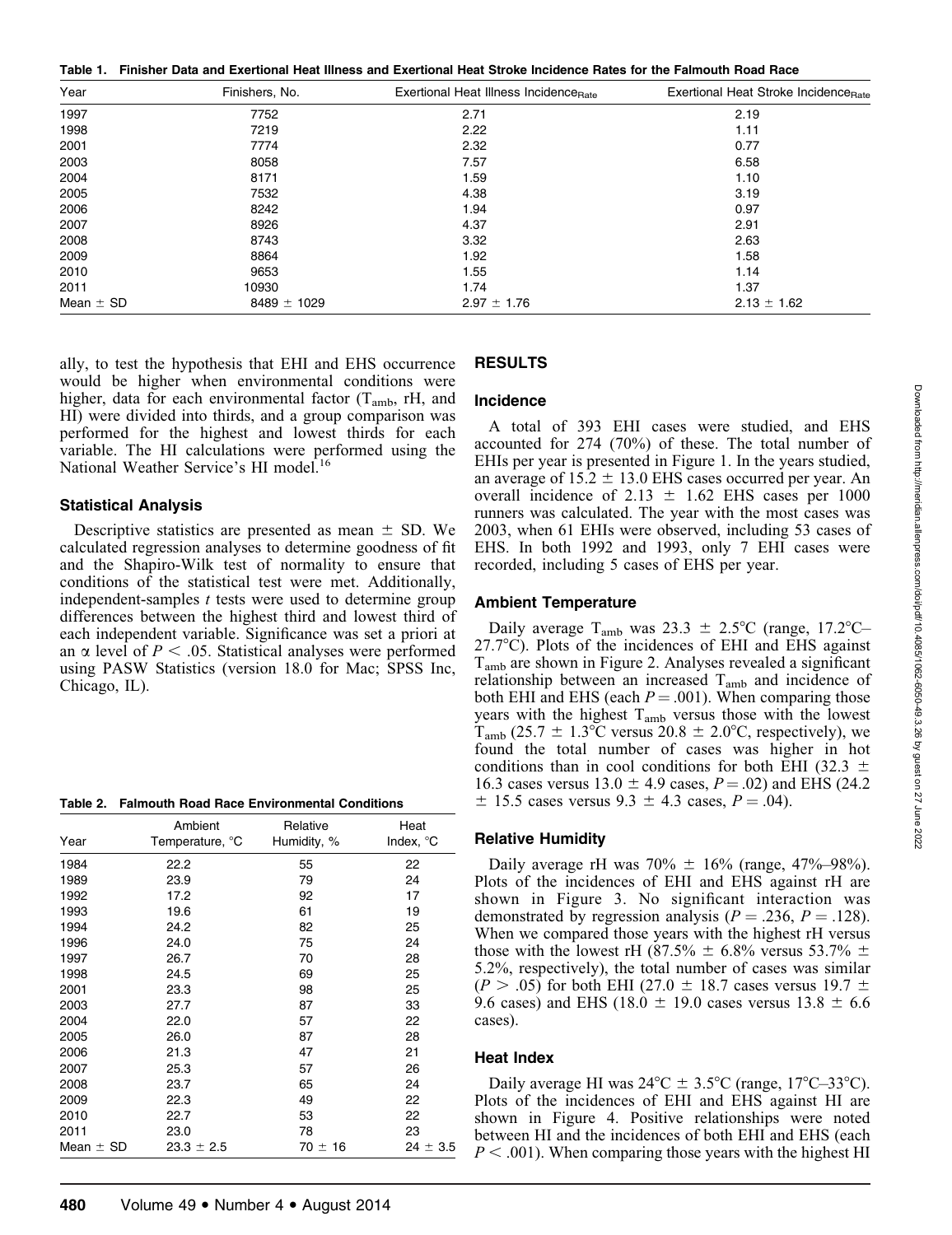**Table 1. Finisher Data and Exertional Heat Illness and Exertional Heat Stroke Incidence Rates for the Falmouth Road Race**

| Year | Finishers, No. | Exertional Heat Illness $Incidence_{Rate}$ | Exertional Heat Stroke $Incidence_{Rate}$ |
|---|---|---|---|
| 1997 | 7752 | 2.71 | 2.19 |
| 1998 | 7219 | 2.22 | 1.11 |
| 2001 | 7774 | 2.32 | 0.77 |
| 2003 | 8058 | 7.57 | 6.58 |
| 2004 | 8171 | 1.59 | 1.10 |
| 2005 | 7532 | 4.38 | 3.19 |
| 2006 | 8242 | 1.94 | 0.97 |
| 2007 | 8926 | 4.37 | 2.91 |
| 2008 | 8743 | 3.32 | 2.63 |
| 2009 | 8864 | 1.92 | 1.58 |
| 2010 | 9653 | 1.55 | 1.14 |
| 2011 | 10930 | 1.74 | 1.37 |
| Mean ± SD | 8489 ± 1029 | 2.97 ± 1.76 | 2.13 ± 1.62 |

ally, to test the hypothesis that EHI and EHS occurrence would be higher when environmental conditions were higher, data for each environmental factor ($T_{amb}$, rH, and HI) were divided into thirds, and a group comparison was performed for the highest and lowest thirds for each variable. The HI calculations were performed using the National Weather Service's HI model.[16]

### Statistical Analysis

Descriptive statistics are presented as mean ± SD. We calculated regression analyses to determine goodness of fit and the Shapiro-Wilk test of normality to ensure that conditions of the statistical test were met. Additionally, independent-samples *t* tests were used to determine group differences between the highest third and lowest third of each independent variable. Significance was set a priori at an $\alpha$ level of $P < .05$. Statistical analyses were performed using PASW Statistics (version 18.0 for Mac; SPSS Inc, Chicago, IL).

**Table 2. Falmouth Road Race Environmental Conditions**

| Year | Ambient Temperature, °C | Relative Humidity, % | Heat Index, °C |
|---|---|---|---|
| 1984 | 22.2 | 55 | 22 |
| 1989 | 23.9 | 79 | 24 |
| 1992 | 17.2 | 92 | 17 |
| 1993 | 19.6 | 61 | 19 |
| 1994 | 24.2 | 82 | 25 |
| 1996 | 24.0 | 75 | 24 |
| 1997 | 26.7 | 70 | 28 |
| 1998 | 24.5 | 69 | 25 |
| 2001 | 23.3 | 98 | 25 |
| 2003 | 27.7 | 87 | 33 |
| 2004 | 22.0 | 57 | 22 |
| 2005 | 26.0 | 87 | 28 |
| 2006 | 21.3 | 47 | 21 |
| 2007 | 25.3 | 57 | 26 |
| 2008 | 23.7 | 65 | 24 |
| 2009 | 22.3 | 49 | 22 |
| 2010 | 22.7 | 53 | 22 |
| 2011 | 23.0 | 78 | 23 |
| Mean ± SD | 23.3 ± 2.5 | 70 ± 16 | 24 ± 3.5 |

## RESULTS

### Incidence

A total of 393 EHI cases were studied, and EHS accounted for 274 (70%) of these. The total number of EHIs per year is presented in Figure 1. In the years studied, an average of 15.2 ± 13.0 EHS cases occurred per year. An overall incidence of 2.13 ± 1.62 EHS cases per 1000 runners was calculated. The year with the most cases was 2003, when 61 EHIs were observed, including 53 cases of EHS. In both 1992 and 1993, only 7 EHI cases were recorded, including 5 cases of EHS per year.

### Ambient Temperature

Daily average $T_{amb}$ was 23.3 ± 2.5°C (range, 17.2°C–27.7°C). Plots of the incidences of EHI and EHS against $T_{amb}$ are shown in Figure 2. Analyses revealed a significant relationship between an increased $T_{amb}$ and incidence of both EHI and EHS (each $P = .001$). When comparing those years with the highest $T_{amb}$ versus those with the lowest $T_{amb}$ (25.7 ± 1.3°C versus 20.8 ± 2.0°C, respectively), we found the total number of cases was higher in hot conditions than in cool conditions for both EHI (32.3 ± 16.3 cases versus 13.0 ± 4.9 cases, $P = .02$) and EHS (24.2 ± 15.5 cases versus 9.3 ± 4.3 cases, $P = .04$).

### Relative Humidity

Daily average rH was 70% ± 16% (range, 47%–98%). Plots of the incidences of EHI and EHS against rH are shown in Figure 3. No significant interaction was demonstrated by regression analysis ($P = .236$, $P = .128$). When we compared those years with the highest rH versus those with the lowest rH (87.5% ± 6.8% versus 53.7% ± 5.2%, respectively), the total number of cases was similar ($P > .05$) for both EHI (27.0 ± 18.7 cases versus 19.7 ± 9.6 cases) and EHS (18.0 ± 19.0 cases versus 13.8 ± 6.6 cases).

### Heat Index

Daily average HI was 24°C ± 3.5°C (range, 17°C–33°C). Plots of the incidences of EHI and EHS against HI are shown in Figure 4. Positive relationships were noted between HI and the incidences of both EHI and EHS (each $P < .001$). When comparing those years with the highest HI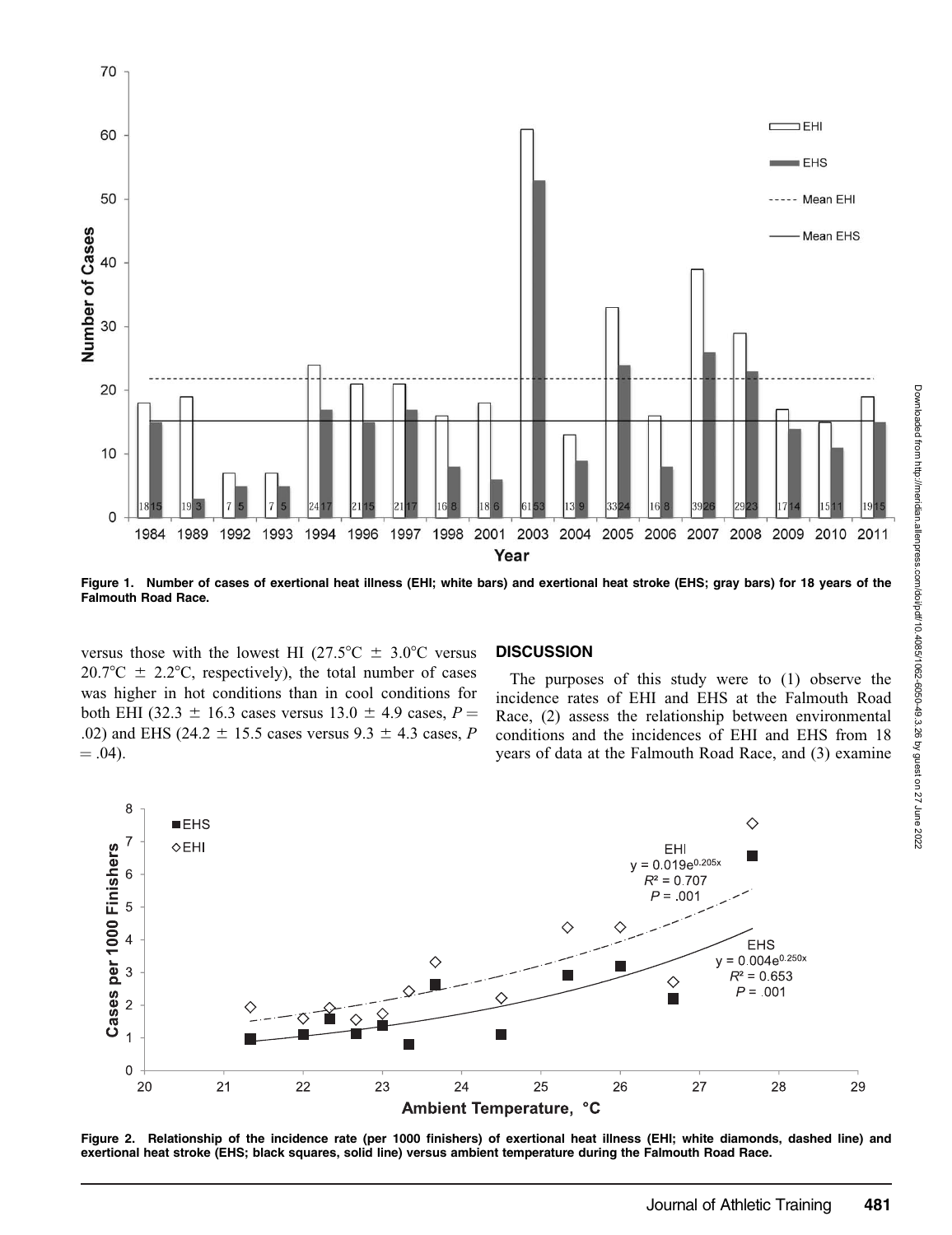Figure 1. Number of cases of exertional heat illness (EHI; white bars) and exertional heat stroke (EHS; gray bars) for 18 years of the Falmouth Road Race.

versus those with the lowest HI (27.5°C ± 3.0°C versus 20.7°C ± 2.2°C, respectively), the total number of cases was higher in hot conditions than in cool conditions for both EHI (32.3 ± 16.3 cases versus 13.0 ± 4.9 cases, $P = .02$) and EHS (24.2 ± 15.5 cases versus 9.3 ± 4.3 cases, $P = .04$).

## DISCUSSION

The purposes of this study were to (1) observe the incidence rates of EHI and EHS at the Falmouth Road Race, (2) assess the relationship between environmental conditions and the incidences of EHI and EHS from 18 years of data at the Falmouth Road Race, and (3) examine

Figure 2. Relationship of the incidence rate (per 1000 finishers) of exertional heat illness (EHI; white diamonds, dashed line) and exertional heat stroke (EHS; black squares, solid line) versus ambient temperature during the Falmouth Road Race.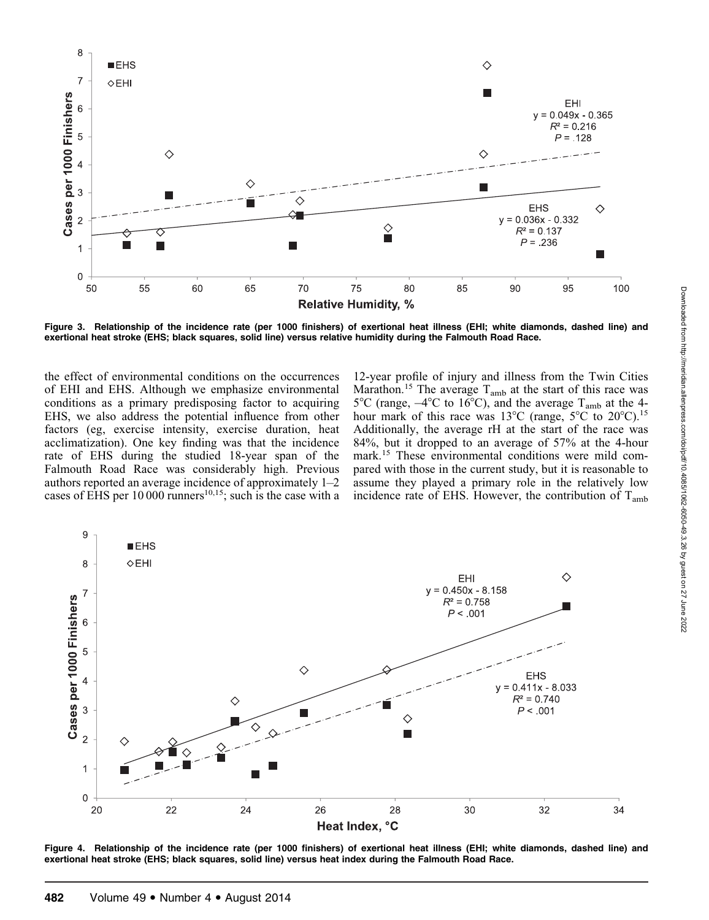Figure 3. Relationship of the incidence rate (per 1000 finishers) of exertional heat illness (EHI; white diamonds, dashed line) and exertional heat stroke (EHS; black squares, solid line) versus relative humidity during the Falmouth Road Race.

the effect of environmental conditions on the occurrences of EHI and EHS. Although we emphasize environmental conditions as a primary predisposing factor to acquiring EHS, we also address the potential influence from other factors (eg, exercise intensity, exercise duration, heat acclimatization). One key finding was that the incidence rate of EHS during the studied 18-year span of the Falmouth Road Race was considerably high. Previous authors reported an average incidence of approximately 1–2 cases of EHS per 10 000 runners[10,15]; such is the case with a 12-year profile of injury and illness from the Twin Cities Marathon.[15] The average $T_{amb}$ at the start of this race was 5°C (range, –4°C to 16°C), and the average $T_{amb}$ at the 4-hour mark of this race was 13°C (range, 5°C to 20°C).[15] Additionally, the average rH at the start of the race was 84%, but it dropped to an average of 57% at the 4-hour mark.[15] These environmental conditions were mild compared with those in the current study, but it is reasonable to assume they played a primary role in the relatively low incidence rate of EHS. However, the contribution of $T_{amb}$

Figure 4. Relationship of the incidence rate (per 1000 finishers) of exertional heat illness (EHI; white diamonds, dashed line) and exertional heat stroke (EHS; black squares, solid line) versus heat index during the Falmouth Road Race.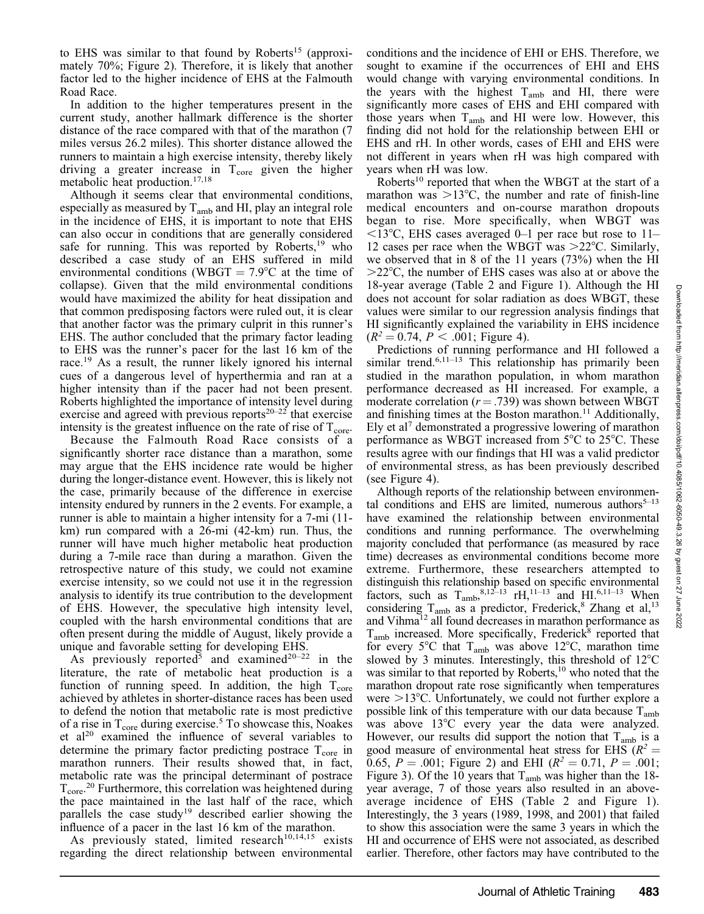to EHS was similar to that found by Roberts[15] (approximately 70%; Figure 2). Therefore, it is likely that another factor led to the higher incidence of EHS at the Falmouth Road Race.

In addition to the higher temperatures present in the current study, another hallmark difference is the shorter distance of the race compared with that of the marathon (7 miles versus 26.2 miles). This shorter distance allowed the runners to maintain a high exercise intensity, thereby likely driving a greater increase in $T_{core}$ given the higher metabolic heat production.[17,18]

Although it seems clear that environmental conditions, especially as measured by $T_{amb}$ and HI, play an integral role in the incidence of EHS, it is important to note that EHS can also occur in conditions that are generally considered safe for running. This was reported by Roberts,[19] who described a case study of an EHS suffered in mild environmental conditions (WBGT = 7.9°C at the time of collapse). Given that the mild environmental conditions would have maximized the ability for heat dissipation and that common predisposing factors were ruled out, it is clear that another factor was the primary culprit in this runner's EHS. The author concluded that the primary factor leading to EHS was the runner's pacer for the last 16 km of the race.[19] As a result, the runner likely ignored his internal cues of a dangerous level of hyperthermia and ran at a higher intensity than if the pacer had not been present. Roberts highlighted the importance of intensity level during exercise and agreed with previous reports[20–22] that exercise intensity is the greatest influence on the rate of rise of $T_{core}$.

Because the Falmouth Road Race consists of a significantly shorter race distance than a marathon, some may argue that the EHS incidence rate would be higher during the longer-distance event. However, this is likely not the case, primarily because of the difference in exercise intensity endured by runners in the 2 events. For example, a runner is able to maintain a higher intensity for a 7-mi (11-km) run compared with a 26-mi (42-km) run. Thus, the runner will have much higher metabolic heat production during a 7-mile race than during a marathon. Given the retrospective nature of this study, we could not examine exercise intensity, so we could not use it in the regression analysis to identify its true contribution to the development of EHS. However, the speculative high intensity level, coupled with the harsh environmental conditions that are often present during the middle of August, likely provide a unique and favorable setting for developing EHS.

As previously reported[5] and examined[20–22] in the literature, the rate of metabolic heat production is a function of running speed. In addition, the high $T_{core}$ achieved by athletes in shorter-distance races has been used to defend the notion that metabolic rate is most predictive of a rise in $T_{core}$ during exercise.[5] To showcase this, Noakes et al[20] examined the influence of several variables to determine the primary factor predicting postrace $T_{core}$ in marathon runners. Their results showed that, in fact, metabolic rate was the principal determinant of postrace $T_{core}$.[20] Furthermore, this correlation was heightened during the pace maintained in the last half of the race, which parallels the case study[19] described earlier showing the influence of a pacer in the last 16 km of the marathon.

As previously stated, limited research[10,14,15] exists regarding the direct relationship between environmental conditions and the incidence of EHI or EHS. Therefore, we sought to examine if the occurrences of EHI and EHS would change with varying environmental conditions. In the years with the highest $T_{amb}$ and HI, there were significantly more cases of EHS and EHI compared with those years when $T_{amb}$ and HI were low. However, this finding did not hold for the relationship between EHI or EHS and rH. In other words, cases of EHI and EHS were not different in years when rH was high compared with years when rH was low.

Roberts[10] reported that when the WBGT at the start of a marathon was >13°C, the number and rate of finish-line medical encounters and on-course marathon dropouts began to rise. More specifically, when WBGT was <13°C, EHS cases averaged 0–1 per race but rose to 11–12 cases per race when the WBGT was >22°C. Similarly, we observed that in 8 of the 11 years (73%) when the HI >22°C, the number of EHS cases was also at or above the 18-year average (Table 2 and Figure 1). Although the HI does not account for solar radiation as does WBGT, these values were similar to our regression analysis findings that HI significantly explained the variability in EHS incidence ($R^2 = 0.74$, $P < .001$; Figure 4).

Predictions of running performance and HI followed a similar trend.[6,11–13] This relationship has primarily been studied in the marathon population, in whom marathon performance decreased as HI increased. For example, a moderate correlation ($r = .739$) was shown between WBGT and finishing times at the Boston marathon.[11] Additionally, Ely et al[7] demonstrated a progressive lowering of marathon performance as WBGT increased from 5°C to 25°C. These results agree with our findings that HI was a valid predictor of environmental stress, as has been previously described (see Figure 4).

Although reports of the relationship between environmental conditions and EHS are limited, numerous authors[5–13] have examined the relationship between environmental conditions and running performance. The overwhelming majority concluded that performance (as measured by race time) decreases as environmental conditions become more extreme. Furthermore, these researchers attempted to distinguish this relationship based on specific environmental factors, such as $T_{amb}$,[8,12–13] rH,[11–13] and HI.[6,11–13] When considering $T_{amb}$ as a predictor, Frederick,[8] Zhang et al,[13] and Vihma[12] all found decreases in marathon performance as $T_{amb}$ increased. More specifically, Frederick[8] reported that for every 5°C that $T_{amb}$ was above 12°C, marathon time slowed by 3 minutes. Interestingly, this threshold of 12°C was similar to that reported by Roberts,[10] who noted that the marathon dropout rate rose significantly when temperatures were >13°C. Unfortunately, we could not further explore a possible link of this temperature with our data because $T_{amb}$ was above 13°C every year the data were analyzed. However, our results did support the notion that $T_{amb}$ is a good measure of environmental heat stress for EHS ($R^2 = 0.65$, $P = .001$; Figure 2) and EHI ($R^2 = 0.71$, $P = .001$; Figure 3). Of the 10 years that $T_{amb}$ was higher than the 18-year average, 7 of those years also resulted in an above-average incidence of EHS (Table 2 and Figure 1). Interestingly, the 3 years (1989, 1998, and 2001) that failed to show this association were the same 3 years in which the HI and occurrence of EHS were not associated, as described earlier. Therefore, other factors may have contributed to the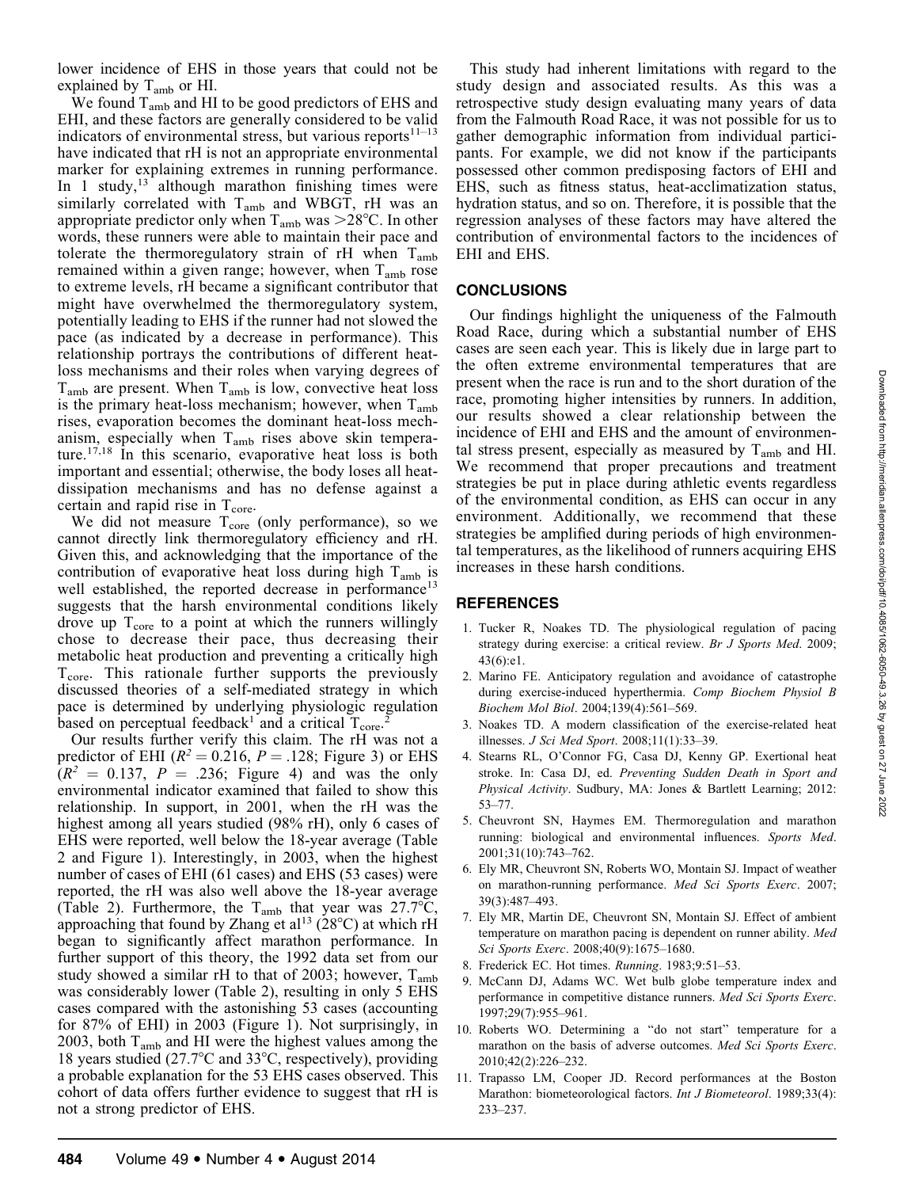lower incidence of EHS in those years that could not be explained by $T_{amb}$ or HI.

We found $T_{amb}$ and HI to be good predictors of EHS and EHI, and these factors are generally considered to be valid indicators of environmental stress, but various reports[11–13] have indicated that rH is not an appropriate environmental marker for explaining extremes in running performance. In 1 study,[13] although marathon finishing times were similarly correlated with $T_{amb}$ and WBGT, rH was an appropriate predictor only when $T_{amb}$ was >28°C. In other words, these runners were able to maintain their pace and tolerate the thermoregulatory strain of rH when $T_{amb}$ remained within a given range; however, when $T_{amb}$ rose to extreme levels, rH became a significant contributor that might have overwhelmed the thermoregulatory system, potentially leading to EHS if the runner had not slowed the pace (as indicated by a decrease in performance). This relationship portrays the contributions of different heat-loss mechanisms and their roles when varying degrees of $T_{amb}$ are present. When $T_{amb}$ is low, convective heat loss is the primary heat-loss mechanism; however, when $T_{amb}$ rises, evaporation becomes the dominant heat-loss mechanism, especially when $T_{amb}$ rises above skin temperature.[17,18] In this scenario, evaporative heat loss is both important and essential; otherwise, the body loses all heat-dissipation mechanisms and has no defense against a certain and rapid rise in $T_{core}$.

We did not measure $T_{core}$ (only performance), so we cannot directly link thermoregulatory efficiency and rH. Given this, and acknowledging that the importance of the contribution of evaporative heat loss during high $T_{amb}$ is well established, the reported decrease in performance[13] suggests that the harsh environmental conditions likely drove up $T_{core}$ to a point at which the runners willingly chose to decrease their pace, thus decreasing their metabolic heat production and preventing a critically high $T_{core}$. This rationale further supports the previously discussed theories of a self-mediated strategy in which pace is determined by underlying physiologic regulation based on perceptual feedback[1] and a critical $T_{core}$.[2]

Our results further verify this claim. The rH was not a predictor of EHI ($R^2 = 0.216$, $P = .128$; Figure 3) or EHS ($R^2 = 0.137$, $P = .236$; Figure 4) and was the only environmental indicator examined that failed to show this relationship. In support, in 2001, when the rH was the highest among all years studied (98% rH), only 6 cases of EHS were reported, well below the 18-year average (Table 2 and Figure 1). Interestingly, in 2003, when the highest number of cases of EHI (61 cases) and EHS (53 cases) were reported, the rH was also well above the 18-year average (Table 2). Furthermore, the $T_{amb}$ that year was 27.7°C, approaching that found by Zhang et al[13] (28°C) at which rH began to significantly affect marathon performance. In further support of this theory, the 1992 data set from our study showed a similar rH to that of 2003; however, $T_{amb}$ was considerably lower (Table 2), resulting in only 5 EHS cases compared with the astonishing 53 cases (accounting for 87% of EHI) in 2003 (Figure 1). Not surprisingly, in 2003, both $T_{amb}$ and HI were the highest values among the 18 years studied (27.7°C and 33°C, respectively), providing a probable explanation for the 53 EHS cases observed. This cohort of data offers further evidence to suggest that rH is not a strong predictor of EHS.

This study had inherent limitations with regard to the study design and associated results. As this was a retrospective study design evaluating many years of data from the Falmouth Road Race, it was not possible for us to gather demographic information from individual participants. For example, we did not know if the participants possessed other common predisposing factors of EHI and EHS, such as fitness status, heat-acclimatization status, hydration status, and so on. Therefore, it is possible that the regression analyses of these factors may have altered the contribution of environmental factors to the incidences of EHI and EHS.

## CONCLUSIONS

Our findings highlight the uniqueness of the Falmouth Road Race, during which a substantial number of EHS cases are seen each year. This is likely due in large part to the often extreme environmental temperatures that are present when the race is run and to the short duration of the race, promoting higher intensities by runners. In addition, our results showed a clear relationship between the incidence of EHI and EHS and the amount of environmental stress present, especially as measured by $T_{amb}$ and HI. We recommend that proper precautions and treatment strategies be put in place during athletic events regardless of the environmental condition, as EHS can occur in any environment. Additionally, we recommend that these strategies be amplified during periods of high environmental temperatures, as the likelihood of runners acquiring EHS increases in these harsh conditions.

## REFERENCES

1. Tucker R, Noakes TD. The physiological regulation of pacing strategy during exercise: a critical review. *Br J Sports Med*. 2009; 43(6):e1.
2. Marino FE. Anticipatory regulation and avoidance of catastrophe during exercise-induced hyperthermia. *Comp Biochem Physiol B Biochem Mol Biol*. 2004;139(4):561–569.
3. Noakes TD. A modern classification of the exercise-related heat illnesses. *J Sci Med Sport*. 2008;11(1):33–39.
4. Stearns RL, O'Connor FG, Casa DJ, Kenny GP. Exertional heat stroke. In: Casa DJ, ed. *Preventing Sudden Death in Sport and Physical Activity*. Sudbury, MA: Jones & Bartlett Learning; 2012: 53–77.
5. Cheuvront SN, Haymes EM. Thermoregulation and marathon running: biological and environmental influences. *Sports Med*. 2001;31(10):743–762.
6. Ely MR, Cheuvront SN, Roberts WO, Montain SJ. Impact of weather on marathon-running performance. *Med Sci Sports Exerc*. 2007; 39(3):487–493.
7. Ely MR, Martin DE, Cheuvront SN, Montain SJ. Effect of ambient temperature on marathon pacing is dependent on runner ability. *Med Sci Sports Exerc*. 2008;40(9):1675–1680.
8. Frederick EC. Hot times. *Running*. 1983;9:51–53.
9. McCann DJ, Adams WC. Wet bulb globe temperature index and performance in competitive distance runners. *Med Sci Sports Exerc*. 1997;29(7):955–961.
10. Roberts WO. Determining a "do not start" temperature for a marathon on the basis of adverse outcomes. *Med Sci Sports Exerc*. 2010;42(2):226–232.
11. Trapasso LM, Cooper JD. Record performances at the Boston Marathon: biometeorological factors. *Int J Biometeorol*. 1989;33(4): 233–237.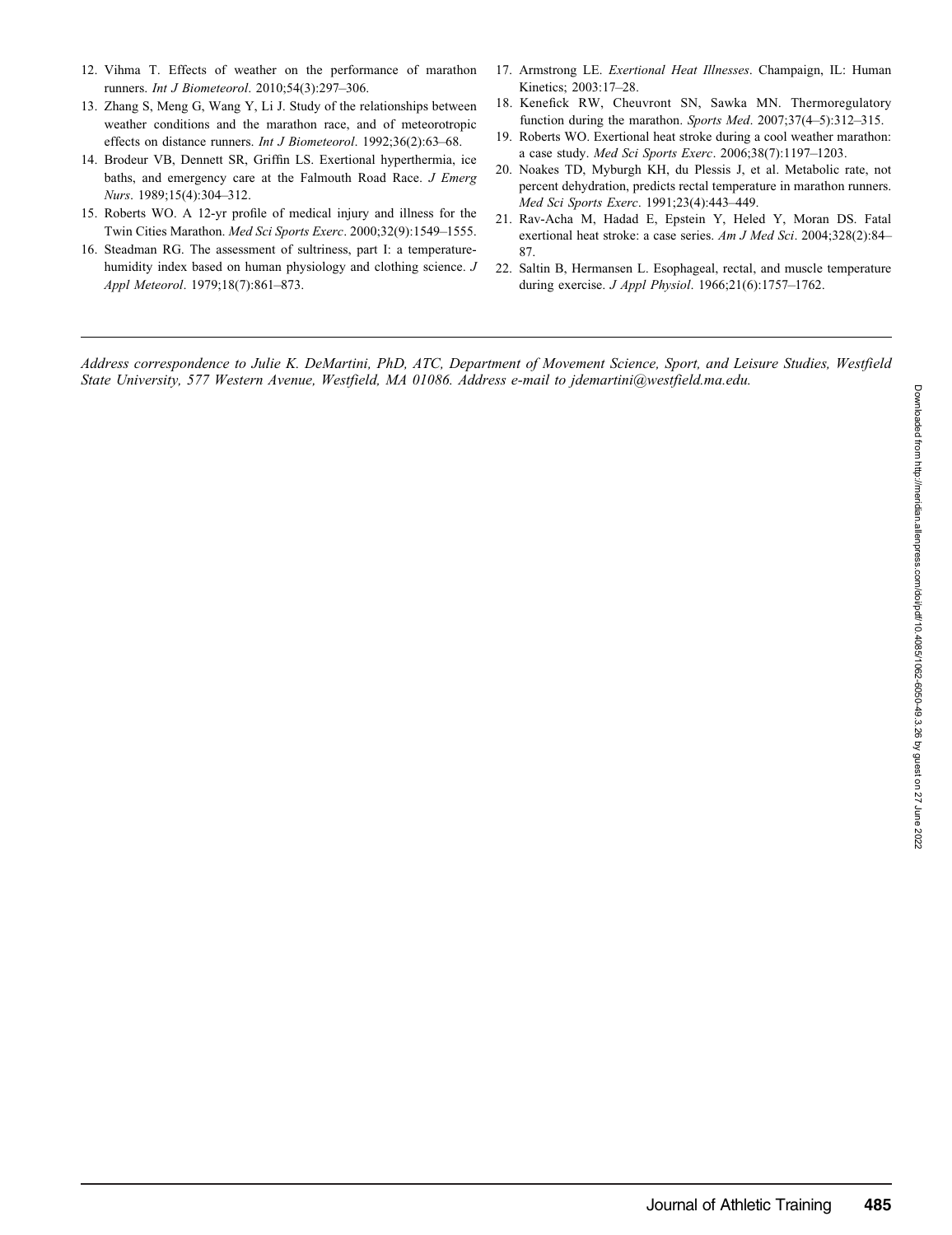12. Vihma T. Effects of weather on the performance of marathon runners. *Int J Biometeorol*. 2010;54(3):297–306.
13. Zhang S, Meng G, Wang Y, Li J. Study of the relationships between weather conditions and the marathon race, and of meteorotropic effects on distance runners. *Int J Biometeorol*. 1992;36(2):63–68.
14. Brodeur VB, Dennett SR, Griffin LS. Exertional hyperthermia, ice baths, and emergency care at the Falmouth Road Race. *J Emerg Nurs*. 1989;15(4):304–312.
15. Roberts WO. A 12-yr profile of medical injury and illness for the Twin Cities Marathon. *Med Sci Sports Exerc*. 2000;32(9):1549–1555.
16. Steadman RG. The assessment of sultriness, part I: a temperature-humidity index based on human physiology and clothing science. *J Appl Meteorol*. 1979;18(7):861–873.
17. Armstrong LE. *Exertional Heat Illnesses*. Champaign, IL: Human Kinetics; 2003:17–28.
18. Kenefick RW, Cheuvront SN, Sawka MN. Thermoregulatory function during the marathon. *Sports Med*. 2007;37(4–5):312–315.
19. Roberts WO. Exertional heat stroke during a cool weather marathon: a case study. *Med Sci Sports Exerc*. 2006;38(7):1197–1203.
20. Noakes TD, Myburgh KH, du Plessis J, et al. Metabolic rate, not percent dehydration, predicts rectal temperature in marathon runners. *Med Sci Sports Exerc*. 1991;23(4):443–449.
21. Rav-Acha M, Hadad E, Epstein Y, Heled Y, Moran DS. Fatal exertional heat stroke: a case series. *Am J Med Sci*. 2004;328(2):84–87.
22. Saltin B, Hermansen L. Esophageal, rectal, and muscle temperature during exercise. *J Appl Physiol*. 1966;21(6):1757–1762.

---

*Address correspondence to Julie K. DeMartini, PhD, ATC, Department of Movement Science, Sport, and Leisure Studies, Westfield State University, 577 Western Avenue, Westfield, MA 01086. Address e-mail to jdemartini@westfield.ma.edu.*